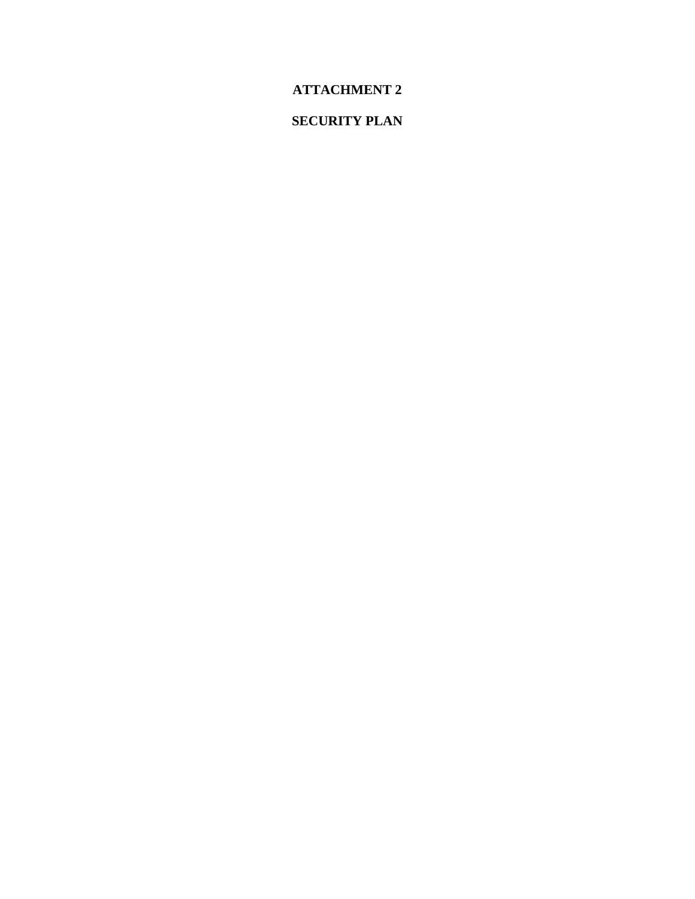# ATTACHMENT 2

# SECURITY PLAN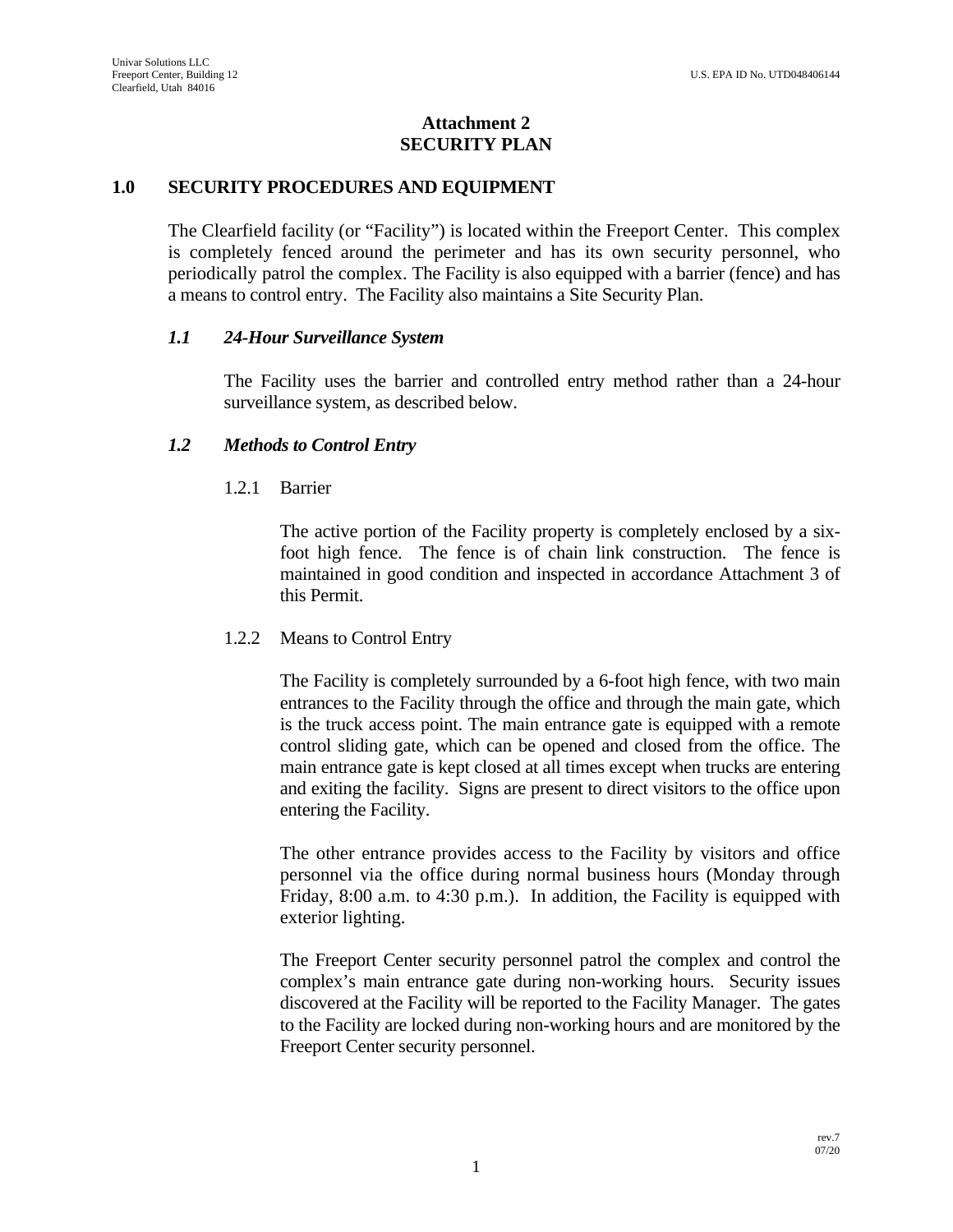# Attachment 2
# SECURITY PLAN

## 1.0 SECURITY PROCEDURES AND EQUIPMENT

The Clearfield facility (or "Facility") is located within the Freeport Center. This complex is completely fenced around the perimeter and has its own security personnel, who periodically patrol the complex. The Facility is also equipped with a barrier (fence) and has a means to control entry. The Facility also maintains a Site Security Plan.

### *1.1 24-Hour Surveillance System*

The Facility uses the barrier and controlled entry method rather than a 24-hour surveillance system, as described below.

### *1.2 Methods to Control Entry*

#### 1.2.1 Barrier

The active portion of the Facility property is completely enclosed by a six-foot high fence. The fence is of chain link construction. The fence is maintained in good condition and inspected in accordance Attachment 3 of this Permit.

#### 1.2.2 Means to Control Entry

The Facility is completely surrounded by a 6-foot high fence, with two main entrances to the Facility through the office and through the main gate, which is the truck access point. The main entrance gate is equipped with a remote control sliding gate, which can be opened and closed from the office. The main entrance gate is kept closed at all times except when trucks are entering and exiting the facility. Signs are present to direct visitors to the office upon entering the Facility.

The other entrance provides access to the Facility by visitors and office personnel via the office during normal business hours (Monday through Friday, 8:00 a.m. to 4:30 p.m.). In addition, the Facility is equipped with exterior lighting.

The Freeport Center security personnel patrol the complex and control the complex's main entrance gate during non-working hours. Security issues discovered at the Facility will be reported to the Facility Manager. The gates to the Facility are locked during non-working hours and are monitored by the Freeport Center security personnel.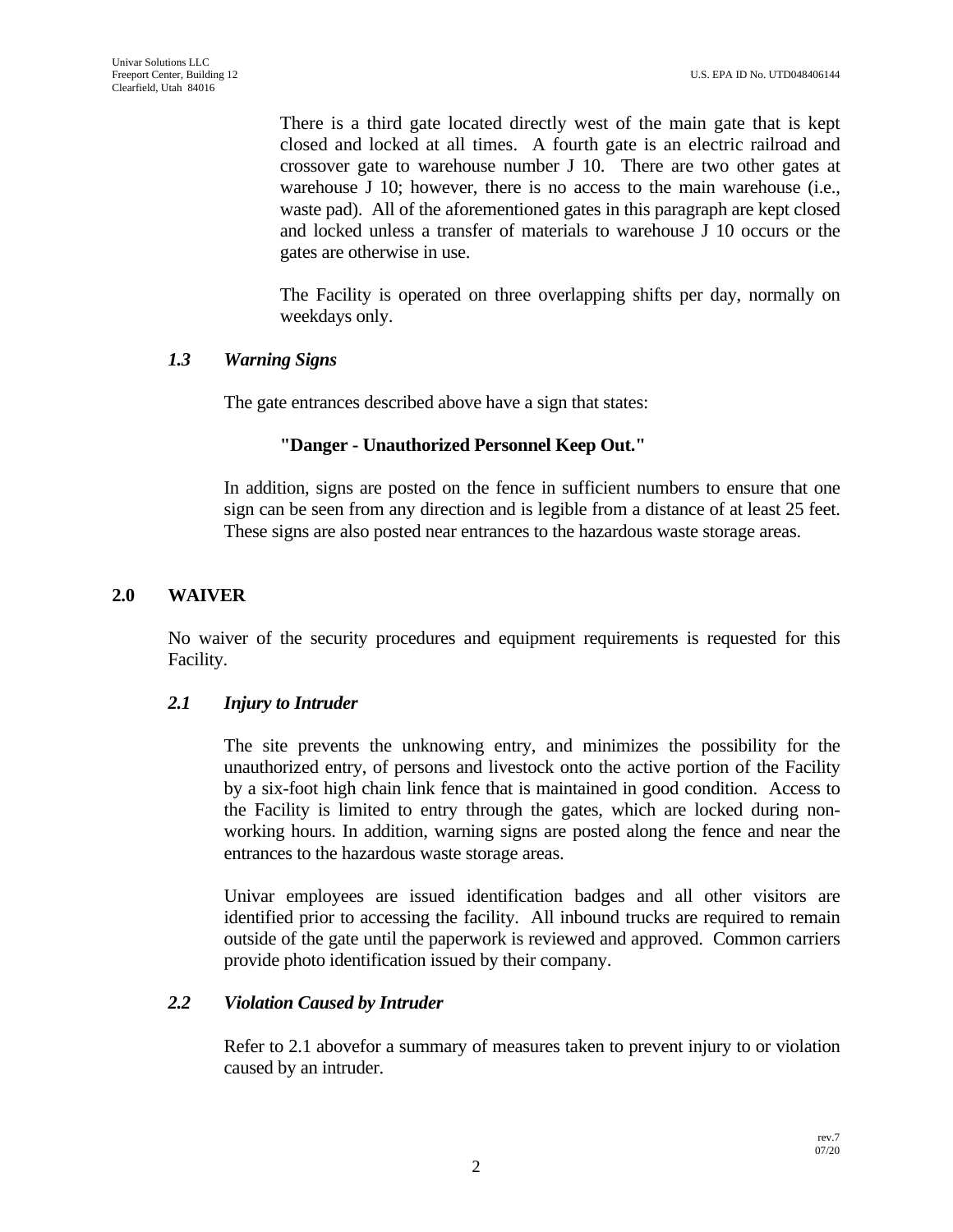There is a third gate located directly west of the main gate that is kept closed and locked at all times. A fourth gate is an electric railroad and crossover gate to warehouse number J 10. There are two other gates at warehouse J 10; however, there is no access to the main warehouse (i.e., waste pad). All of the aforementioned gates in this paragraph are kept closed and locked unless a transfer of materials to warehouse J 10 occurs or the gates are otherwise in use.

The Facility is operated on three overlapping shifts per day, normally on weekdays only.

### *1.3 Warning Signs*

The gate entrances described above have a sign that states:

**"Danger - Unauthorized Personnel Keep Out."**

In addition, signs are posted on the fence in sufficient numbers to ensure that one sign can be seen from any direction and is legible from a distance of at least 25 feet. These signs are also posted near entrances to the hazardous waste storage areas.

## 2.0 WAIVER

No waiver of the security procedures and equipment requirements is requested for this Facility.

### *2.1 Injury to Intruder*

The site prevents the unknowing entry, and minimizes the possibility for the unauthorized entry, of persons and livestock onto the active portion of the Facility by a six-foot high chain link fence that is maintained in good condition. Access to the Facility is limited to entry through the gates, which are locked during non-working hours. In addition, warning signs are posted along the fence and near the entrances to the hazardous waste storage areas.

Univar employees are issued identification badges and all other visitors are identified prior to accessing the facility. All inbound trucks are required to remain outside of the gate until the paperwork is reviewed and approved. Common carriers provide photo identification issued by their company.

### *2.2 Violation Caused by Intruder*

Refer to 2.1 abovefor a summary of measures taken to prevent injury to or violation caused by an intruder.